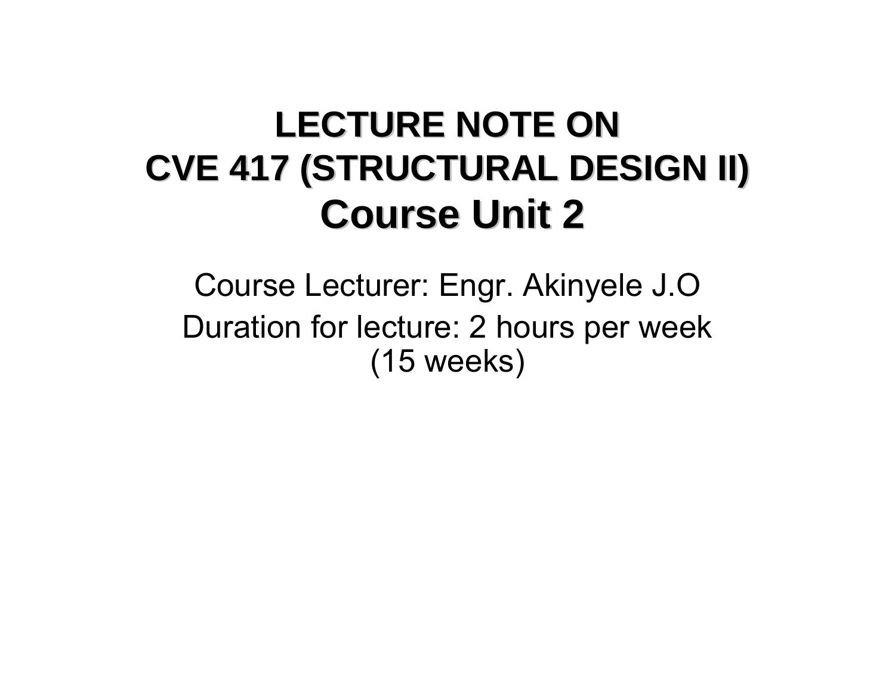# LECTURE NOTE ON
# CVE 417 (STRUCTURAL DESIGN II)
# Course Unit 2

Course Lecturer: Engr. Akinyele J.O

Duration for lecture: 2 hours per week (15 weeks)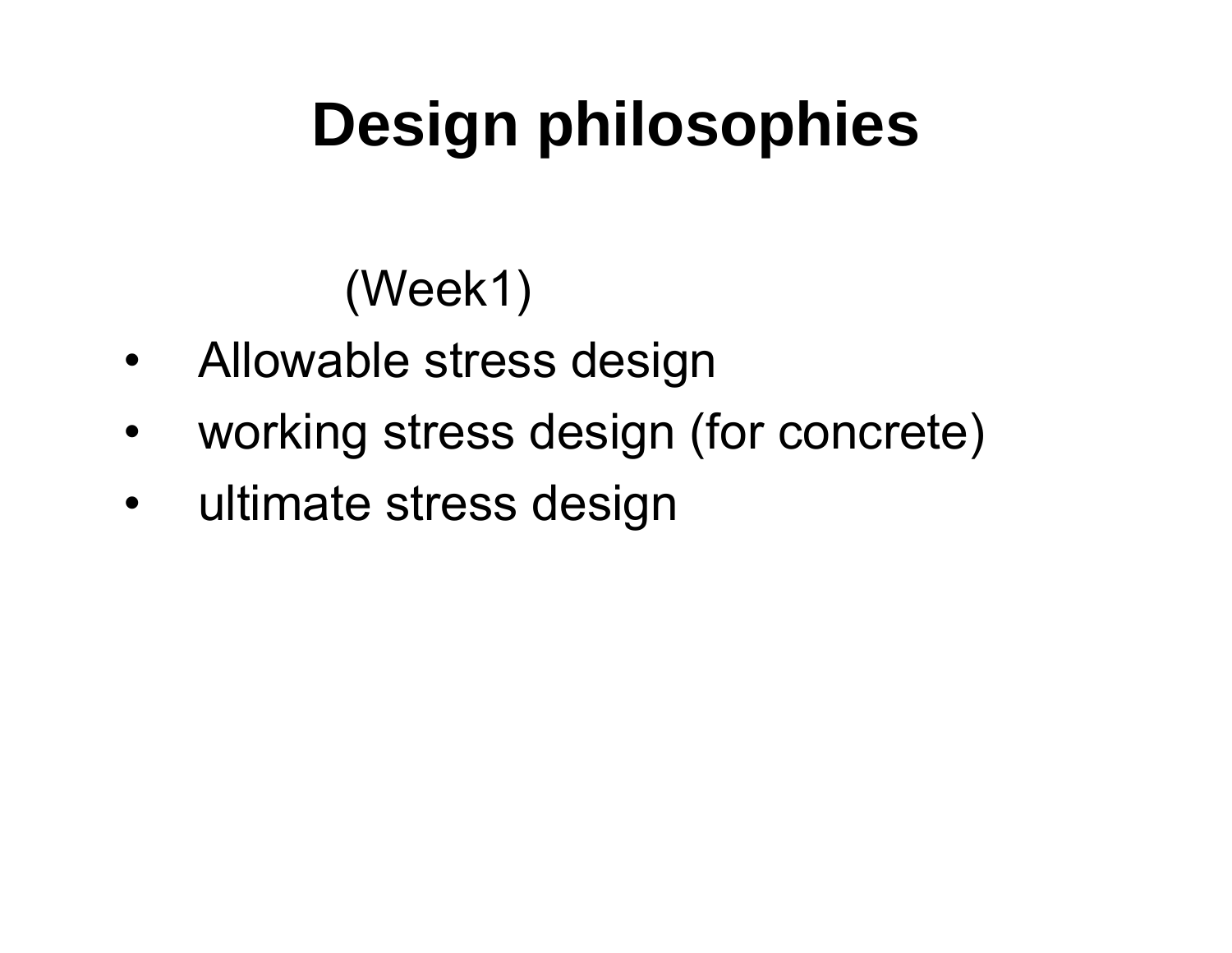# Design philosophies

(Week1)

- Allowable stress design
- working stress design (for concrete)
- ultimate stress design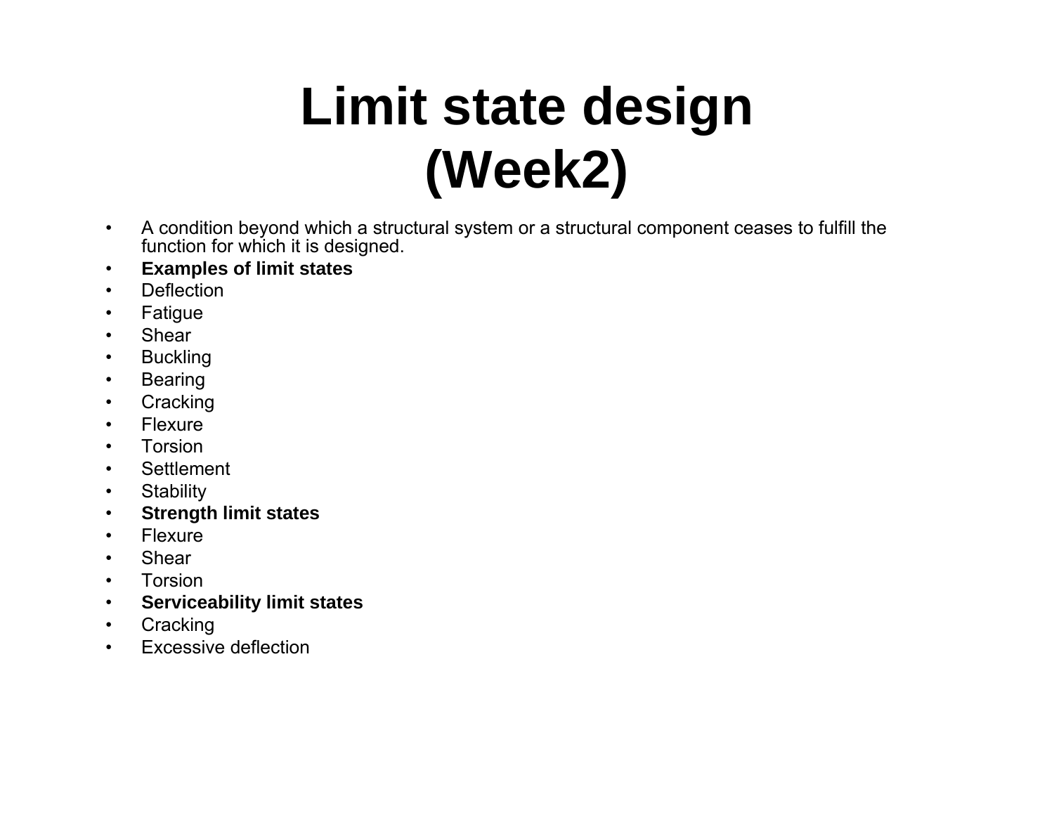# Limit state design (Week2)

- A condition beyond which a structural system or a structural component ceases to fulfill the function for which it is designed.
- **Examples of limit states**
- Deflection
- Fatigue
- Shear
- Buckling
- Bearing
- Cracking
- Flexure
- Torsion
- Settlement
- Stability
- **Strength limit states**
- Flexure
- Shear
- Torsion
- **Serviceability limit states**
- Cracking
- Excessive deflection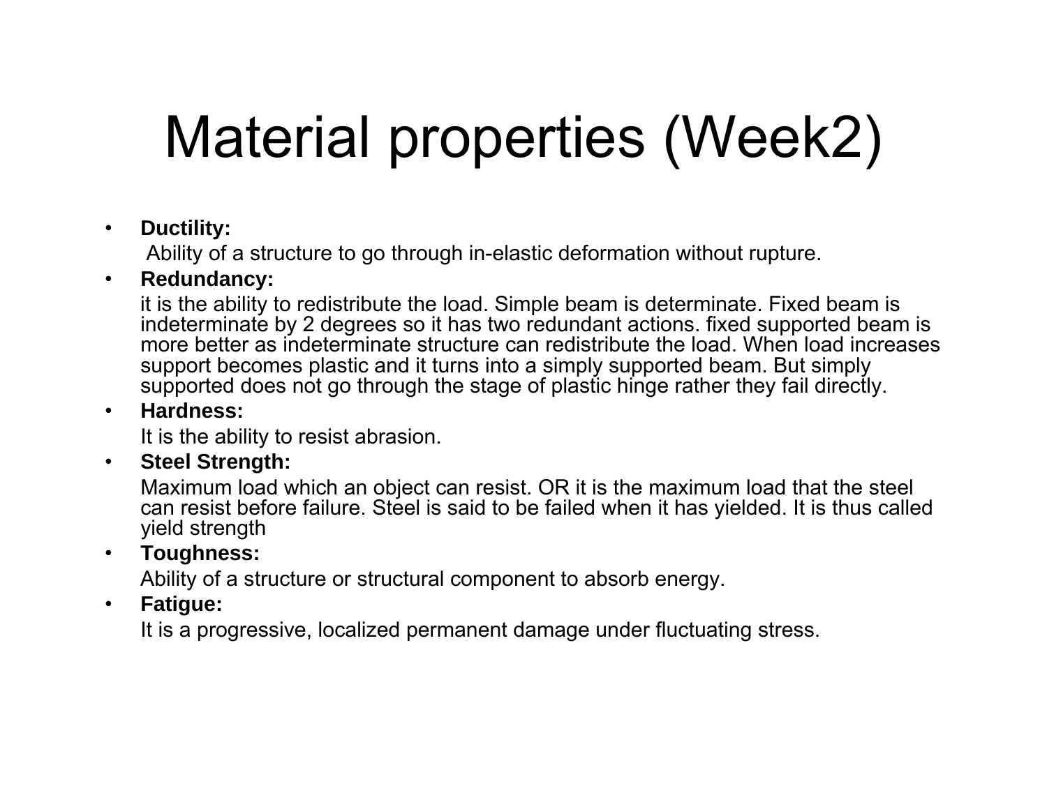# Material properties (Week2)

- **Ductility:**

  Ability of a structure to go through in-elastic deformation without rupture.

- **Redundancy:**

  it is the ability to redistribute the load. Simple beam is determinate. Fixed beam is indeterminate by 2 degrees so it has two redundant actions. fixed supported beam is more better as indeterminate structure can redistribute the load. When load increases support becomes plastic and it turns into a simply supported beam. But simply supported does not go through the stage of plastic hinge rather they fail directly.

- **Hardness:**

  It is the ability to resist abrasion.

- **Steel Strength:**

  Maximum load which an object can resist. OR it is the maximum load that the steel can resist before failure. Steel is said to be failed when it has yielded. It is thus called yield strength

- **Toughness:**

  Ability of a structure or structural component to absorb energy.

- **Fatigue:**

  It is a progressive, localized permanent damage under fluctuating stress.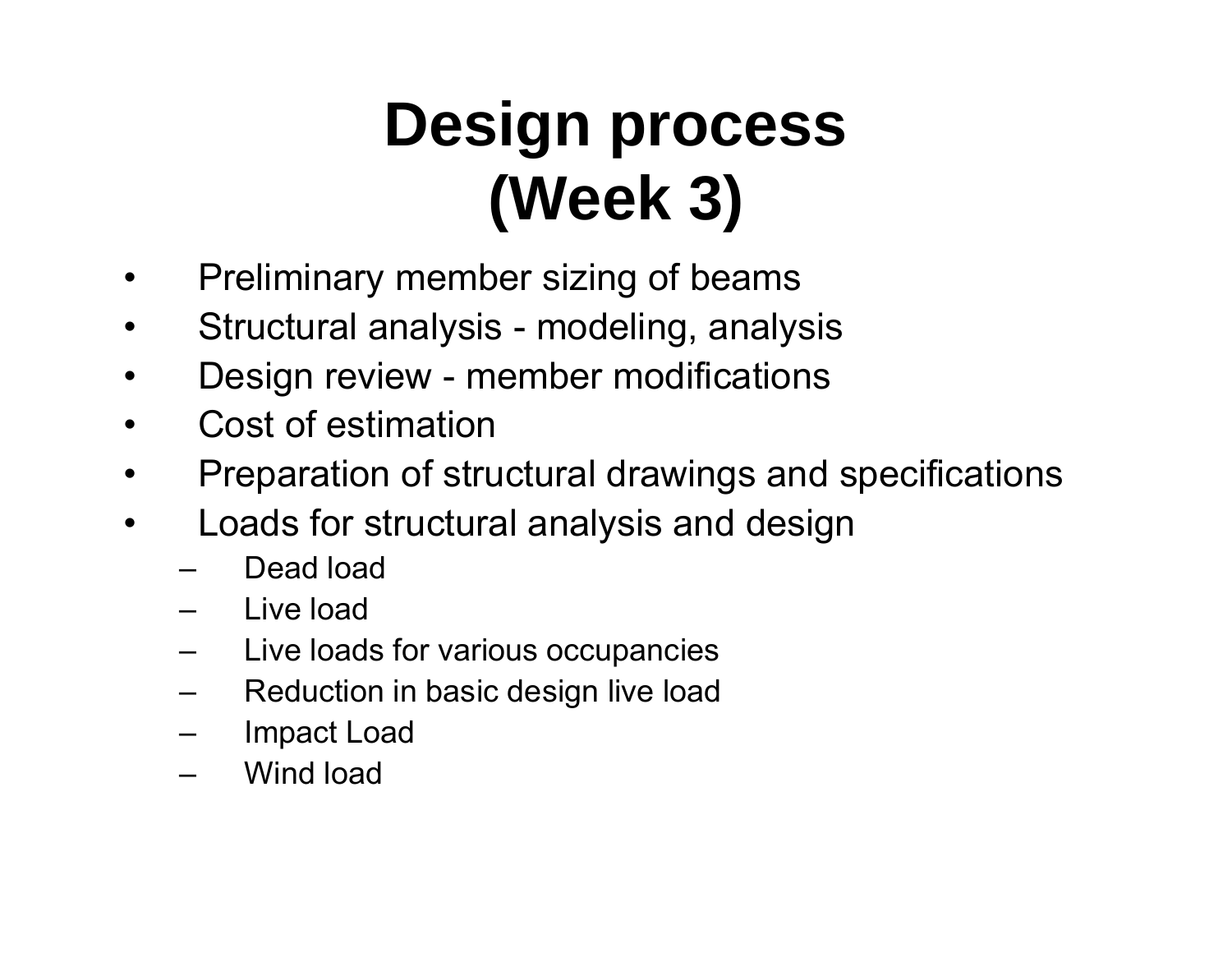# Design process (Week 3)

- Preliminary member sizing of beams
- Structural analysis - modeling, analysis
- Design review - member modifications
- Cost of estimation
- Preparation of structural drawings and specifications
- Loads for structural analysis and design
  - Dead load
  - Live load
  - Live loads for various occupancies
  - Reduction in basic design live load
  - Impact Load
  - Wind load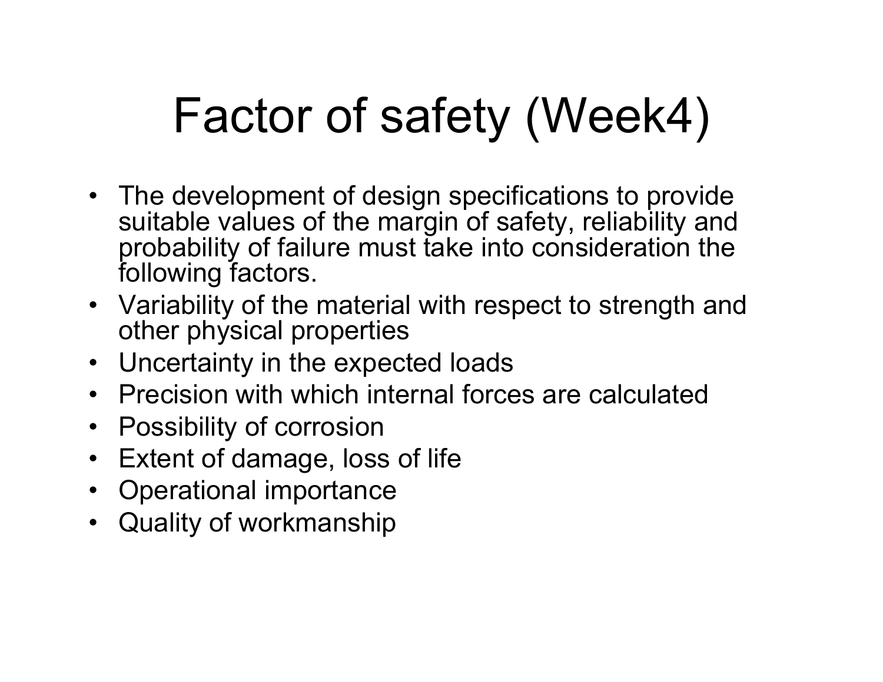# Factor of safety (Week4)

- The development of design specifications to provide suitable values of the margin of safety, reliability and probability of failure must take into consideration the following factors.
- Variability of the material with respect to strength and other physical properties
- Uncertainty in the expected loads
- Precision with which internal forces are calculated
- Possibility of corrosion
- Extent of damage, loss of life
- Operational importance
- Quality of workmanship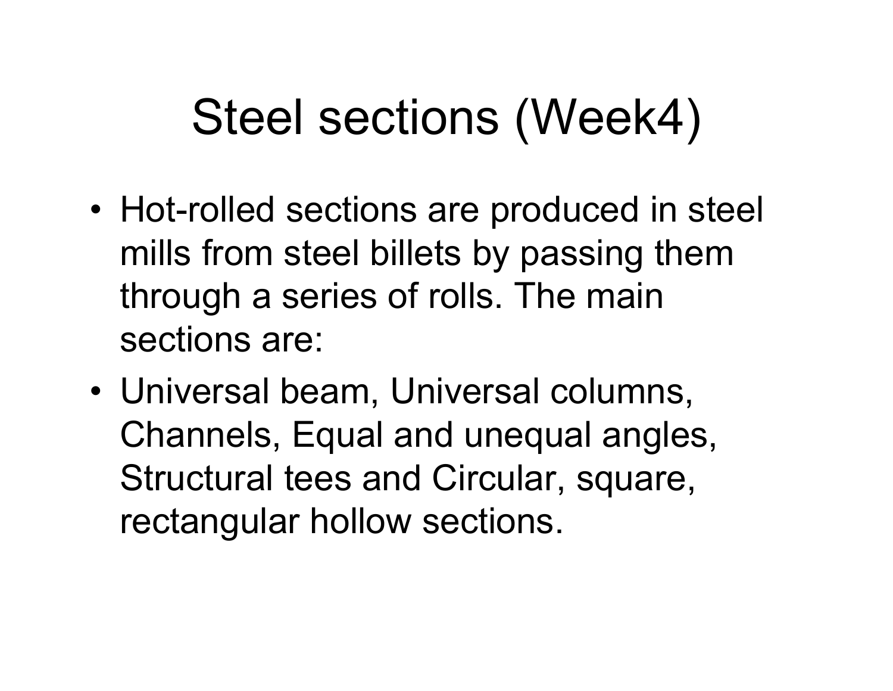# Steel sections (Week4)

- Hot-rolled sections are produced in steel mills from steel billets by passing them through a series of rolls. The main sections are:
- Universal beam, Universal columns, Channels, Equal and unequal angles, Structural tees and Circular, square, rectangular hollow sections.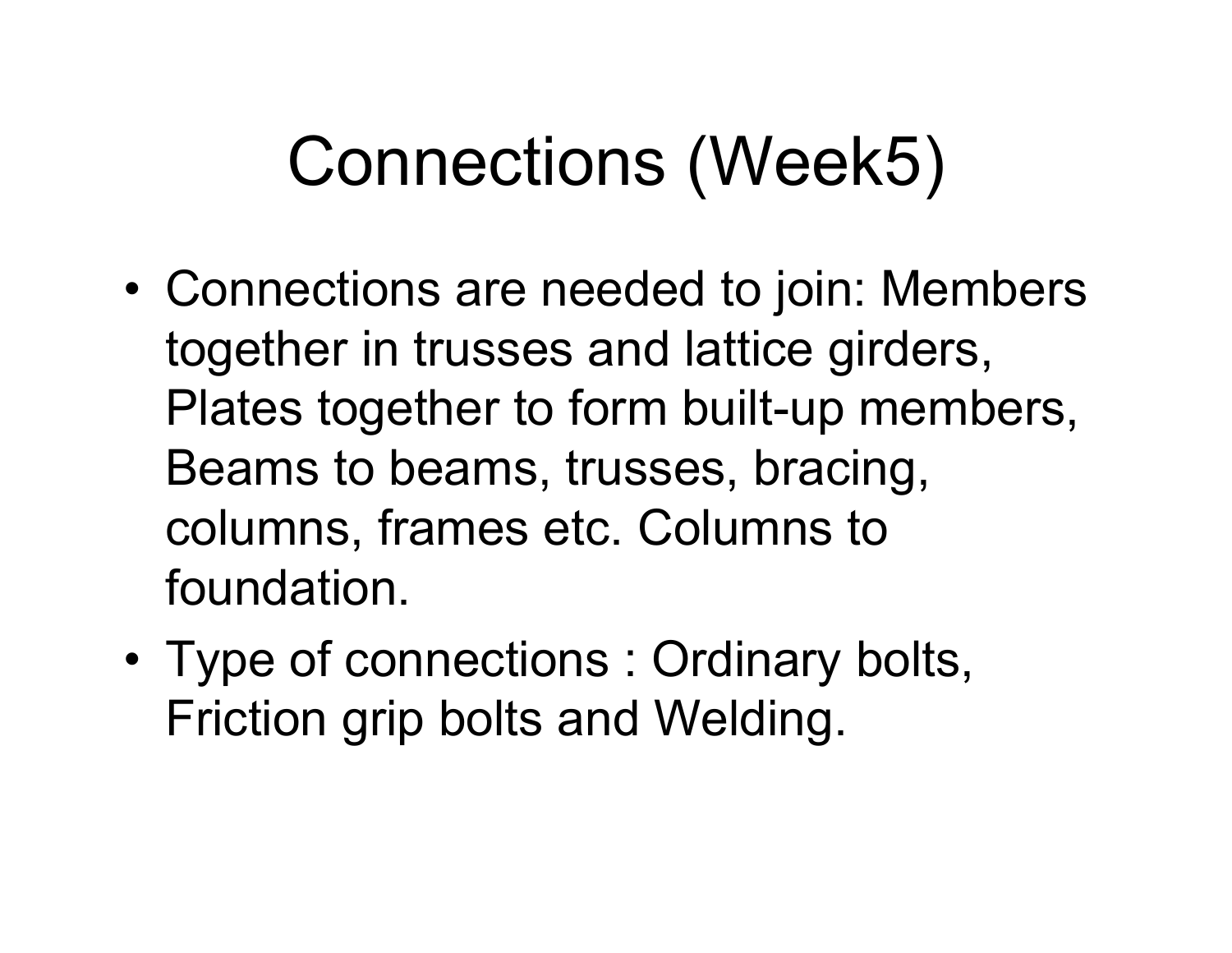# Connections (Week5)

- Connections are needed to join: Members together in trusses and lattice girders, Plates together to form built-up members, Beams to beams, trusses, bracing, columns, frames etc. Columns to foundation.
- Type of connections : Ordinary bolts, Friction grip bolts and Welding.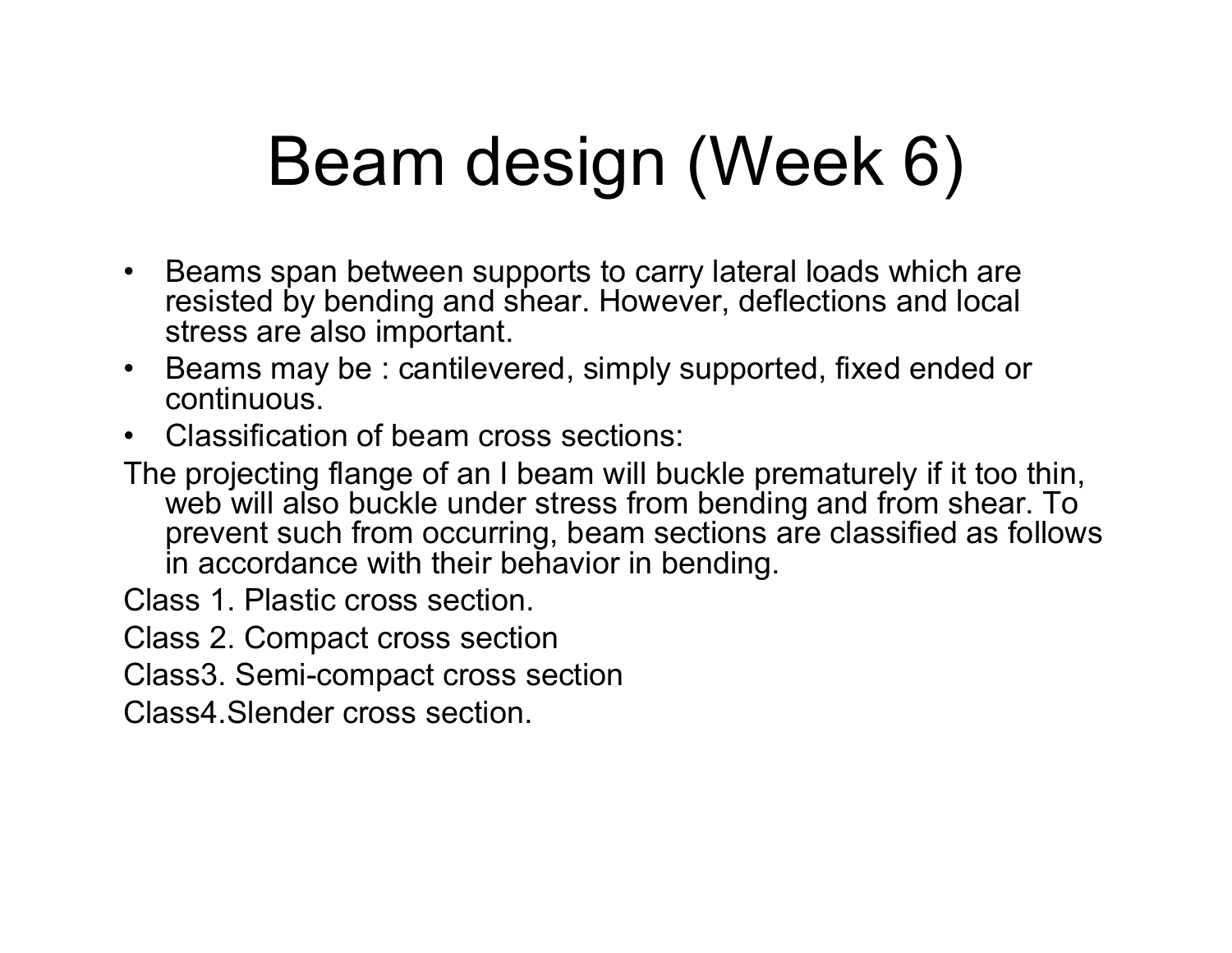# Beam design (Week 6)

- Beams span between supports to carry lateral loads which are resisted by bending and shear. However, deflections and local stress are also important.
- Beams may be : cantilevered, simply supported, fixed ended or continuous.
- Classification of beam cross sections:

The projecting flange of an I beam will buckle prematurely if it too thin, web will also buckle under stress from bending and from shear. To prevent such from occurring, beam sections are classified as follows in accordance with their behavior in bending.

Class 1. Plastic cross section.

Class 2. Compact cross section

Class3. Semi-compact cross section

Class4.Slender cross section.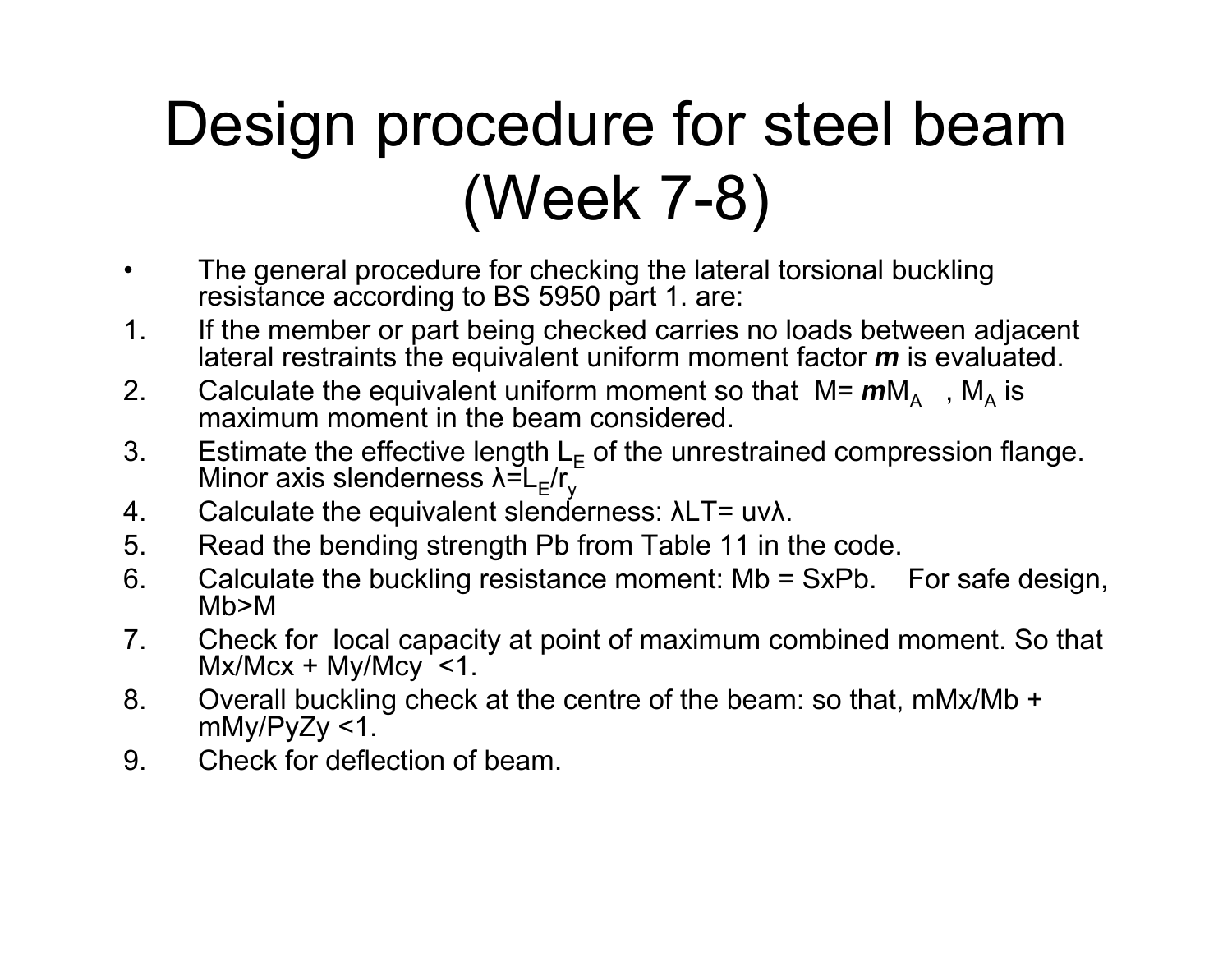# Design procedure for steel beam (Week 7-8)

- The general procedure for checking the lateral torsional buckling resistance according to BS 5950 part 1. are:

1. If the member or part being checked carries no loads between adjacent lateral restraints the equivalent uniform moment factor ***m*** is evaluated.
2. Calculate the equivalent uniform moment so that $M = \boldsymbol{m}M_A$ , $M_A$ is maximum moment in the beam considered.
3. Estimate the effective length $L_E$ of the unrestrained compression flange. Minor axis slenderness $\lambda = L_E/r_y$
4. Calculate the equivalent slenderness: $\lambda LT = uv\lambda$.
5. Read the bending strength Pb from Table 11 in the code.
6. Calculate the buckling resistance moment: Mb = SxPb. For safe design, Mb>M
7. Check for local capacity at point of maximum combined moment. So that Mx/Mcx + My/Mcy <1.
8. Overall buckling check at the centre of the beam: so that, mMx/Mb + mMy/PyZy <1.
9. Check for deflection of beam.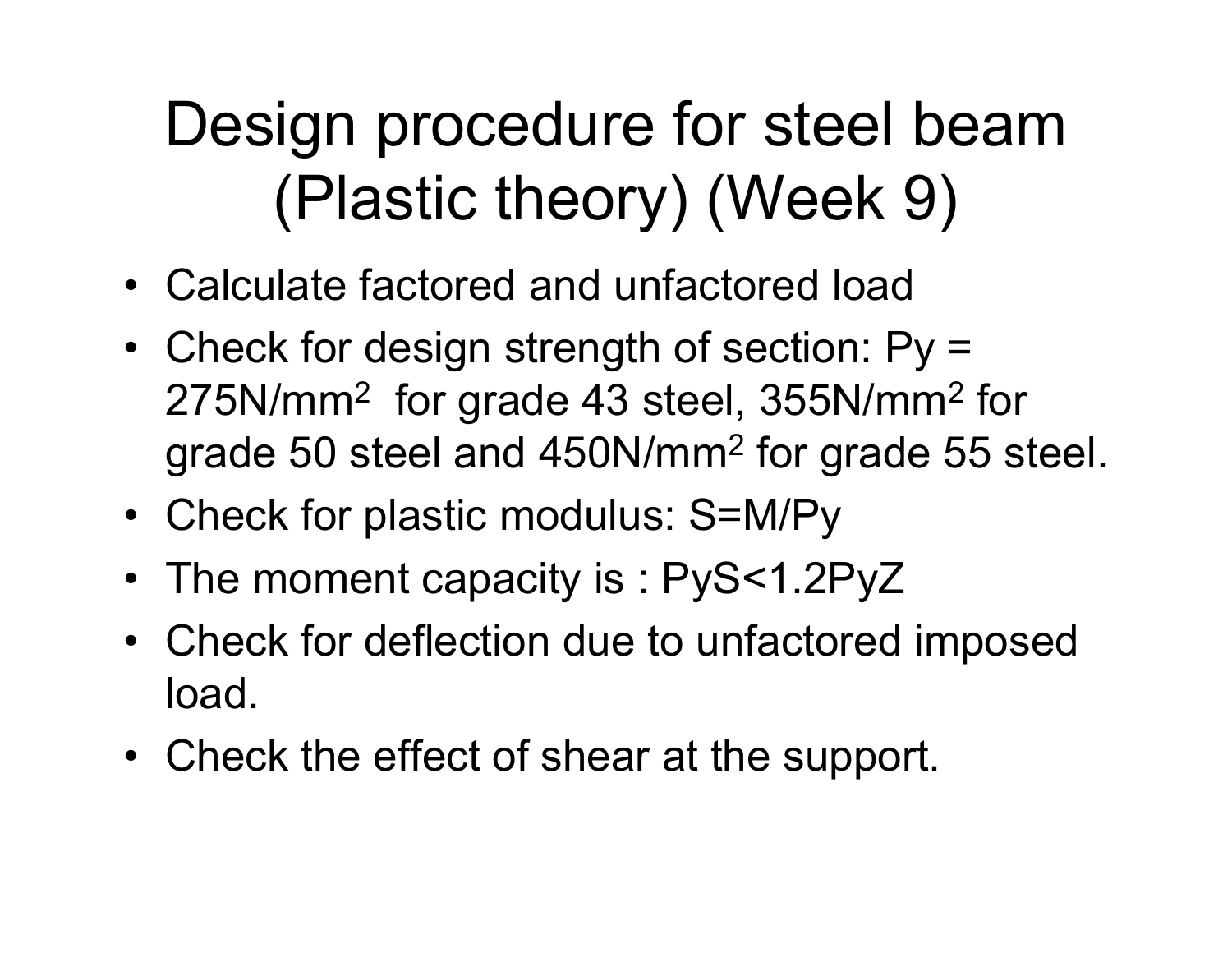# Design procedure for steel beam (Plastic theory) (Week 9)

- Calculate factored and unfactored load
- Check for design strength of section: Py = 275N/mm$^2$ for grade 43 steel, 355N/mm$^2$ for grade 50 steel and 450N/mm$^2$ for grade 55 steel.
- Check for plastic modulus: S=M/Py
- The moment capacity is : PyS<1.2PyZ
- Check for deflection due to unfactored imposed load.
- Check the effect of shear at the support.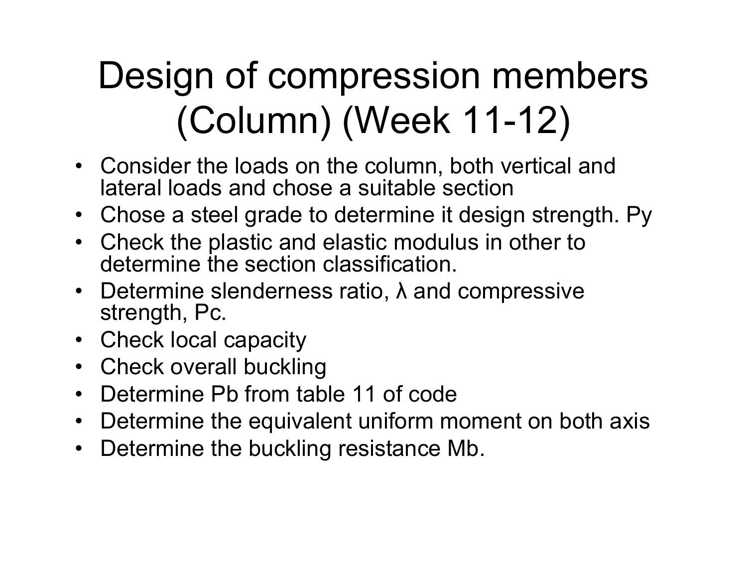# Design of compression members (Column) (Week 11-12)

- Consider the loads on the column, both vertical and lateral loads and chose a suitable section
- Chose a steel grade to determine it design strength. $P_y$
- Check the plastic and elastic modulus in other to determine the section classification.
- Determine slenderness ratio, $\lambda$ and compressive strength, $P_c$.
- Check local capacity
- Check overall buckling
- Determine $P_b$ from table 11 of code
- Determine the equivalent uniform moment on both axis
- Determine the buckling resistance $M_b$.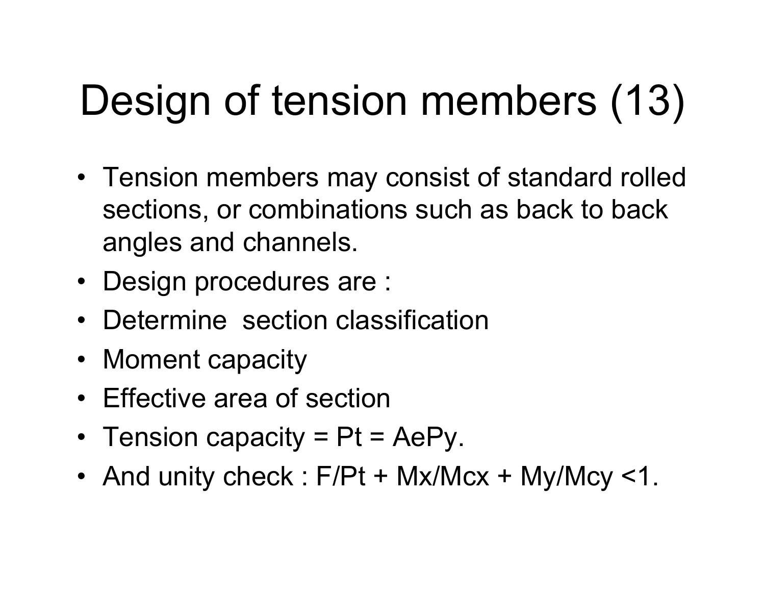# Design of tension members (13)

- Tension members may consist of standard rolled sections, or combinations such as back to back angles and channels.
- Design procedures are :
- Determine section classification
- Moment capacity
- Effective area of section
- Tension capacity = $P_t = A_e P_y$.
- And unity check : $F/P_t + M_x/M_{cx} + M_y/M_{cy} < 1$.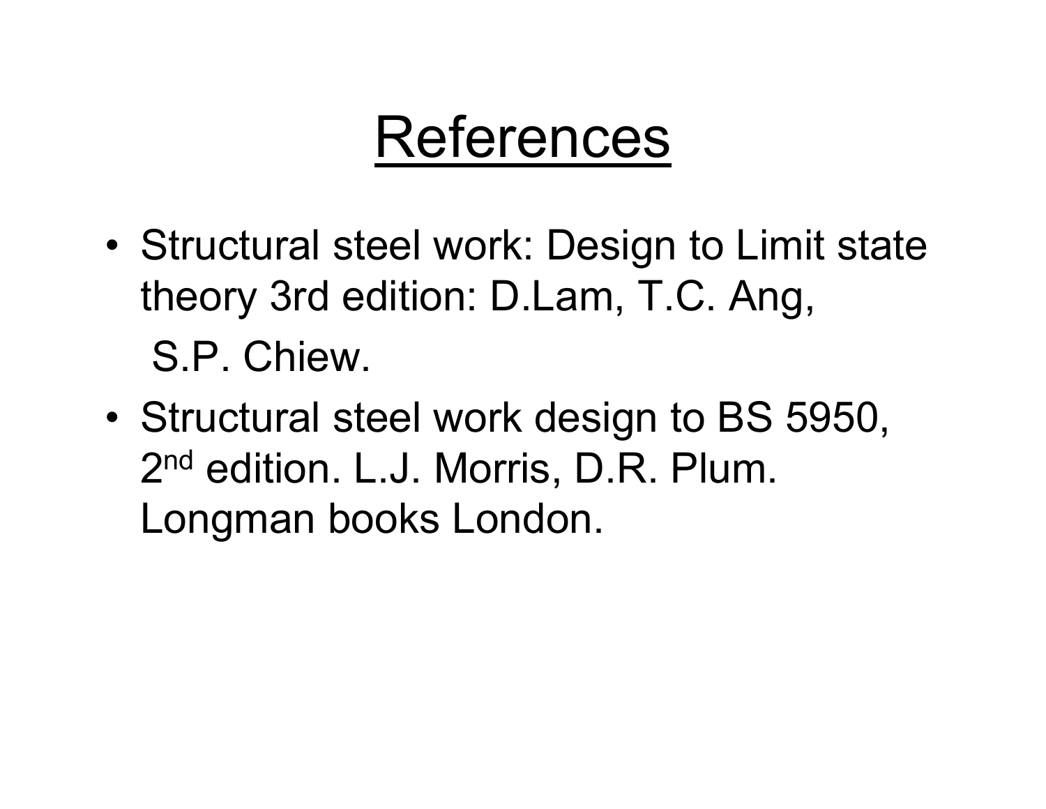# References

- Structural steel work: Design to Limit state theory 3rd edition: D.Lam, T.C. Ang, S.P. Chiew.
- Structural steel work design to BS 5950, 2nd edition. L.J. Morris, D.R. Plum. Longman books London.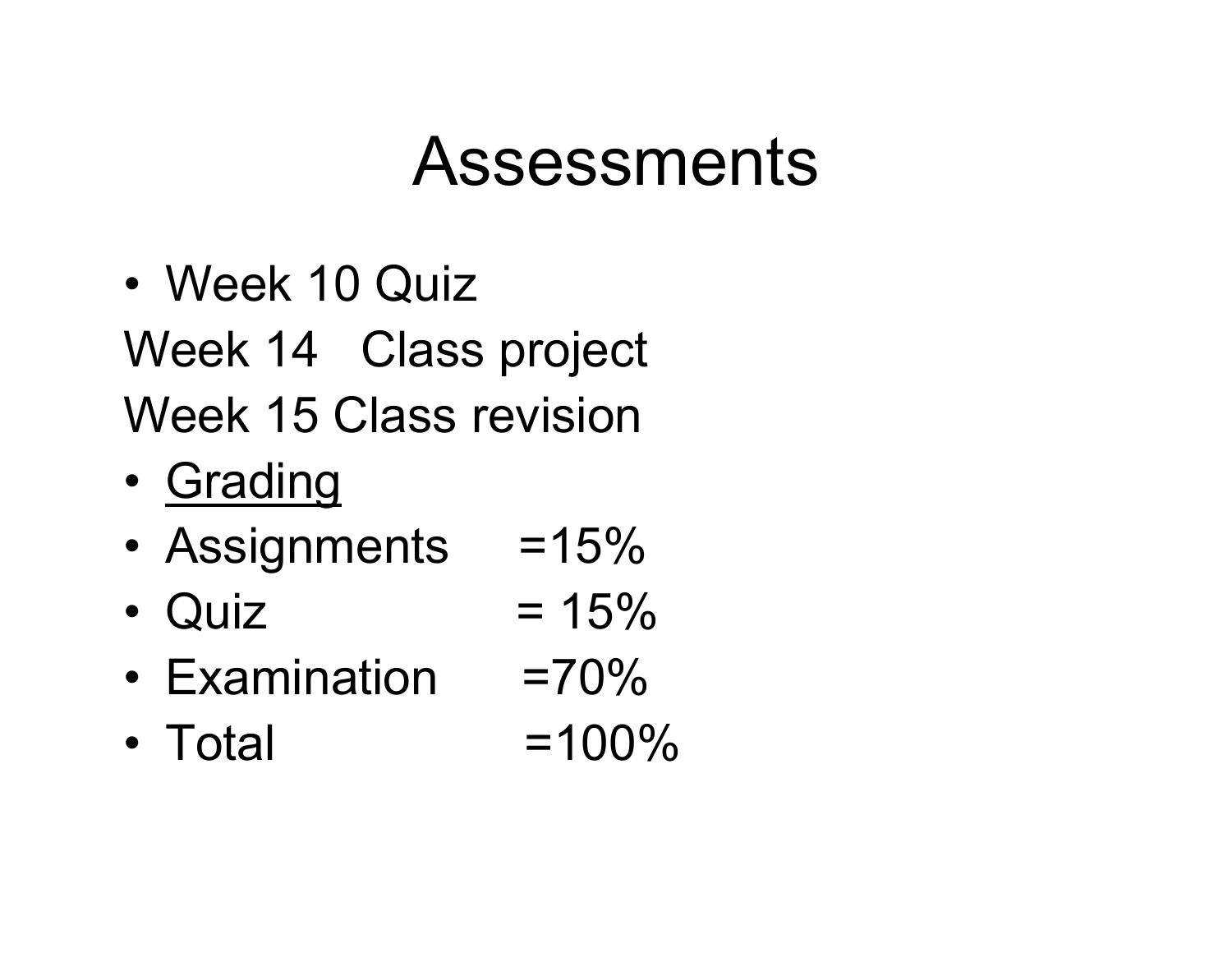# Assessments

- Week 10 Quiz

Week 14 Class project

Week 15 Class revision

- <u>Grading</u>
- Assignments =15%
- Quiz = 15%
- Examination =70%
- Total =100%